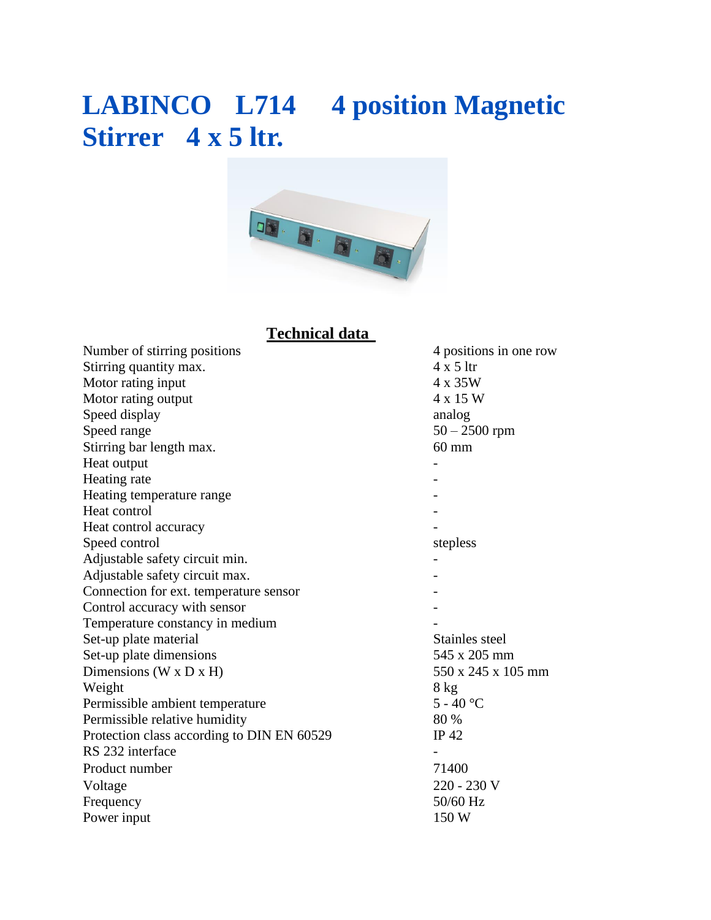# LABINCO L714 4 position Magnetic Stirrer 4 x 5 ltr.

## Technical data

| | |
|---|---|
| Number of stirring positions | 4 positions in one row |
| Stirring quantity max. | 4 x 5 ltr |
| Motor rating input | 4 x 35W |
| Motor rating output | 4 x 15 W |
| Speed display | analog |
| Speed range | 50 – 2500 rpm |
| Stirring bar length max. | 60 mm |
| Heat output | - |
| Heating rate | - |
| Heating temperature range | - |
| Heat control | - |
| Heat control accuracy | - |
| Speed control | stepless |
| Adjustable safety circuit min. | - |
| Adjustable safety circuit max. | - |
| Connection for ext. temperature sensor | - |
| Control accuracy with sensor | - |
| Temperature constancy in medium | - |
| Set-up plate material | Stainles steel |
| Set-up plate dimensions | 545 x 205 mm |
| Dimensions (W x D x H) | 550 x 245 x 105 mm |
| Weight | 8 kg |
| Permissible ambient temperature | 5 - 40 °C |
| Permissible relative humidity | 80 % |
| Protection class according to DIN EN 60529 | IP 42 |
| RS 232 interface | - |
| Product number | 71400 |
| Voltage | 220 - 230 V |
| Frequency | 50/60 Hz |
| Power input | 150 W |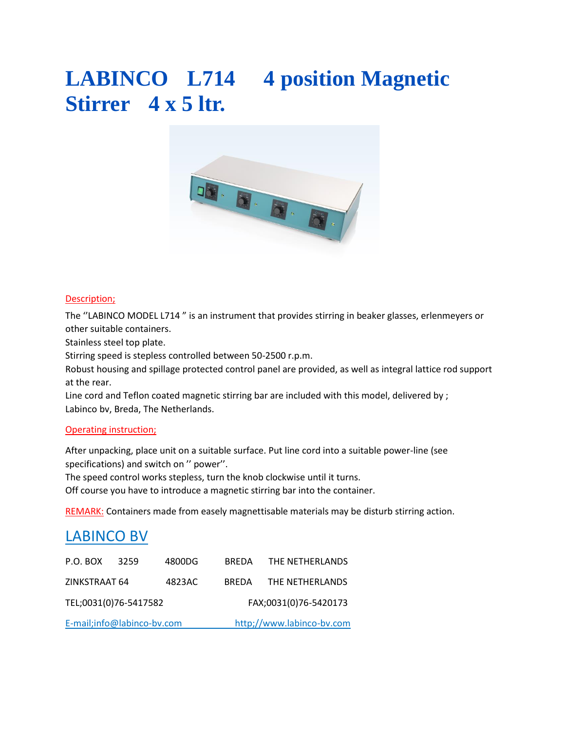# LABINCO L714 4 position Magnetic Stirrer 4 x 5 ltr.

Description;

The ''LABINCO MODEL L714 '' is an instrument that provides stirring in beaker glasses, erlenmeyers or other suitable containers.
Stainless steel top plate.
Stirring speed is stepless controlled between 50-2500 r.p.m.
Robust housing and spillage protected control panel are provided, as well as integral lattice rod support at the rear.
Line cord and Teflon coated magnetic stirring bar are included with this model, delivered by ;
Labinco bv, Breda, The Netherlands.

Operating instruction;

After unpacking, place unit on a suitable surface. Put line cord into a suitable power-line (see specifications) and switch on '' power''.
The speed control works stepless, turn the knob clockwise until it turns.
Off course you have to introduce a magnetic stirring bar into the container.

REMARK: Containers made from easely magnettisable materials may be disturb stirring action.

## LABINCO BV

| | | | | |
|---|---|---|---|---|
| P.O. BOX 3259 | 4800DG | BREDA | THE NETHERLANDS |
| ZINKSTRAAT 64 | 4823AC | BREDA | THE NETHERLANDS |

TEL;0031(0)76-5417582 FAX;0031(0)76-5420173

E-mail;info@labinco-bv.com http;//www.labinco-bv.com